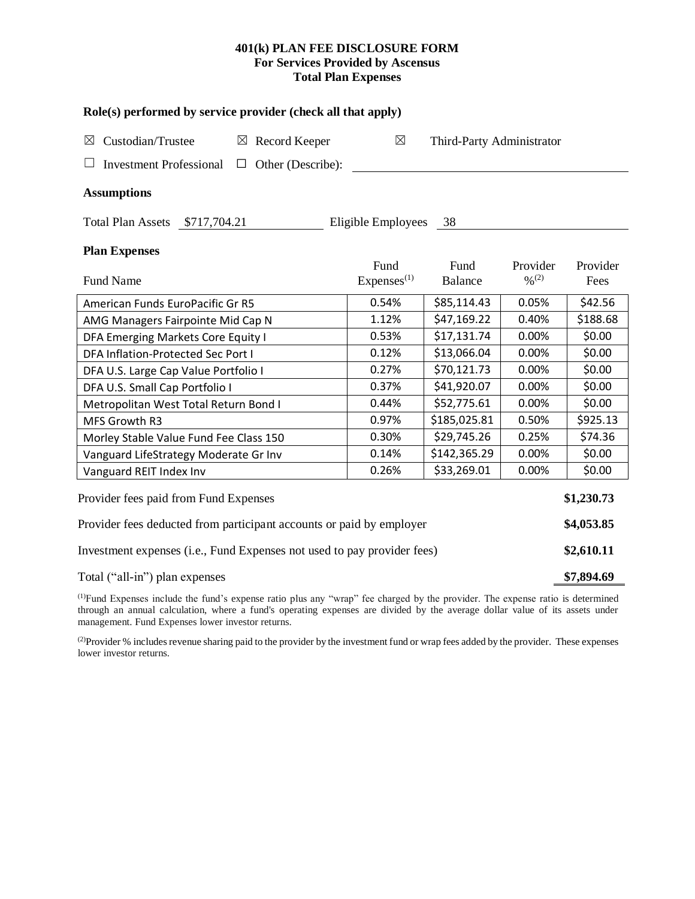# 401(k) PLAN FEE DISCLOSURE FORM
## For Services Provided by Ascensus
## Total Plan Expenses

### Role(s) performed by service provider (check all that apply)

☒ Custodian/Trustee ☒ Record Keeper ☒ Third-Party Administrator

☐ Investment Professional ☐ Other (Describe): ____________

### Assumptions

Total Plan Assets $717,704.21 Eligible Employees 38

### Plan Expenses

| Fund Name | Fund Expenses[1] | Fund Balance | Provider %[2] | Provider Fees |
|---|---|---|---|---|
| American Funds EuroPacific Gr R5 | 0.54% | $85,114.43 | 0.05% | $42.56 |
| AMG Managers Fairpointe Mid Cap N | 1.12% | $47,169.22 | 0.40% | $188.68 |
| DFA Emerging Markets Core Equity I | 0.53% | $17,131.74 | 0.00% | $0.00 |
| DFA Inflation-Protected Sec Port I | 0.12% | $13,066.04 | 0.00% | $0.00 |
| DFA U.S. Large Cap Value Portfolio I | 0.27% | $70,121.73 | 0.00% | $0.00 |
| DFA U.S. Small Cap Portfolio I | 0.37% | $41,920.07 | 0.00% | $0.00 |
| Metropolitan West Total Return Bond I | 0.44% | $52,775.61 | 0.00% | $0.00 |
| MFS Growth R3 | 0.97% | $185,025.81 | 0.50% | $925.13 |
| Morley Stable Value Fund Fee Class 150 | 0.30% | $29,745.26 | 0.25% | $74.36 |
| Vanguard LifeStrategy Moderate Gr Inv | 0.14% | $142,365.29 | 0.00% | $0.00 |
| Vanguard REIT Index Inv | 0.26% | $33,269.01 | 0.00% | $0.00 |

| | |
|---|---|
| Provider fees paid from Fund Expenses | **$1,230.73** |
| Provider fees deducted from participant accounts or paid by employer | **$4,053.85** |
| Investment expenses (i.e., Fund Expenses not used to pay provider fees) | **$2,610.11** |
| Total ("all-in") plan expenses | **$7,894.69** |

[1]Fund Expenses include the fund's expense ratio plus any "wrap" fee charged by the provider. The expense ratio is determined through an annual calculation, where a fund's operating expenses are divided by the average dollar value of its assets under management. Fund Expenses lower investor returns.

[2]Provider % includes revenue sharing paid to the provider by the investment fund or wrap fees added by the provider. These expenses lower investor returns.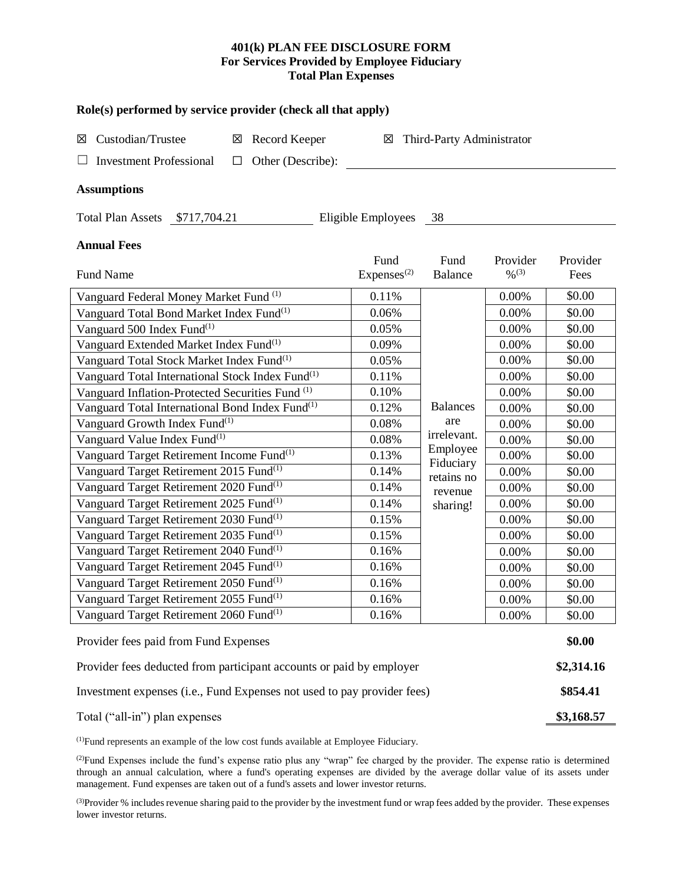# 401(k) PLAN FEE DISCLOSURE FORM
## For Services Provided by Employee Fiduciary
## Total Plan Expenses

### Role(s) performed by service provider (check all that apply)

☒ Custodian/Trustee ☒ Record Keeper ☒ Third-Party Administrator

☐ Investment Professional ☐ Other (Describe):

### Assumptions

Total Plan Assets $717,704.21 Eligible Employees 38

### Annual Fees

| Fund Name | Fund Expenses[2] | Fund Balance | Provider %[3] | Provider Fees |
|---|---|---|---|---|
| Vanguard Federal Money Market Fund [1] | 0.11% | Balances are irrelevant. Employee Fiduciary retains no revenue sharing! | 0.00% | $0.00 |
| Vanguard Total Bond Market Index Fund[1] | 0.06% | | 0.00% | $0.00 |
| Vanguard 500 Index Fund[1] | 0.05% | | 0.00% | $0.00 |
| Vanguard Extended Market Index Fund[1] | 0.09% | | 0.00% | $0.00 |
| Vanguard Total Stock Market Index Fund[1] | 0.05% | | 0.00% | $0.00 |
| Vanguard Total International Stock Index Fund[1] | 0.11% | | 0.00% | $0.00 |
| Vanguard Inflation-Protected Securities Fund [1] | 0.10% | | 0.00% | $0.00 |
| Vanguard Total International Bond Index Fund[1] | 0.12% | | 0.00% | $0.00 |
| Vanguard Growth Index Fund[1] | 0.08% | | 0.00% | $0.00 |
| Vanguard Value Index Fund[1] | 0.08% | | 0.00% | $0.00 |
| Vanguard Target Retirement Income Fund[1] | 0.13% | | 0.00% | $0.00 |
| Vanguard Target Retirement 2015 Fund[1] | 0.14% | | 0.00% | $0.00 |
| Vanguard Target Retirement 2020 Fund[1] | 0.14% | | 0.00% | $0.00 |
| Vanguard Target Retirement 2025 Fund[1] | 0.14% | | 0.00% | $0.00 |
| Vanguard Target Retirement 2030 Fund[1] | 0.15% | | 0.00% | $0.00 |
| Vanguard Target Retirement 2035 Fund[1] | 0.15% | | 0.00% | $0.00 |
| Vanguard Target Retirement 2040 Fund[1] | 0.16% | | 0.00% | $0.00 |
| Vanguard Target Retirement 2045 Fund[1] | 0.16% | | 0.00% | $0.00 |
| Vanguard Target Retirement 2050 Fund[1] | 0.16% | | 0.00% | $0.00 |
| Vanguard Target Retirement 2055 Fund[1] | 0.16% | | 0.00% | $0.00 |
| Vanguard Target Retirement 2060 Fund[1] | 0.16% | | 0.00% | $0.00 |

| | |
|---|---|
| Provider fees paid from Fund Expenses | **$0.00** |
| Provider fees deducted from participant accounts or paid by employer | **$2,314.16** |
| Investment expenses (i.e., Fund Expenses not used to pay provider fees) | **$854.41** |
| Total ("all-in") plan expenses | **$3,168.57** |

[1]Fund represents an example of the low cost funds available at Employee Fiduciary.

[2]Fund Expenses include the fund's expense ratio plus any "wrap" fee charged by the provider. The expense ratio is determined through an annual calculation, where a fund's operating expenses are divided by the average dollar value of its assets under management. Fund expenses are taken out of a fund's assets and lower investor returns.

[3]Provider % includes revenue sharing paid to the provider by the investment fund or wrap fees added by the provider. These expenses lower investor returns.